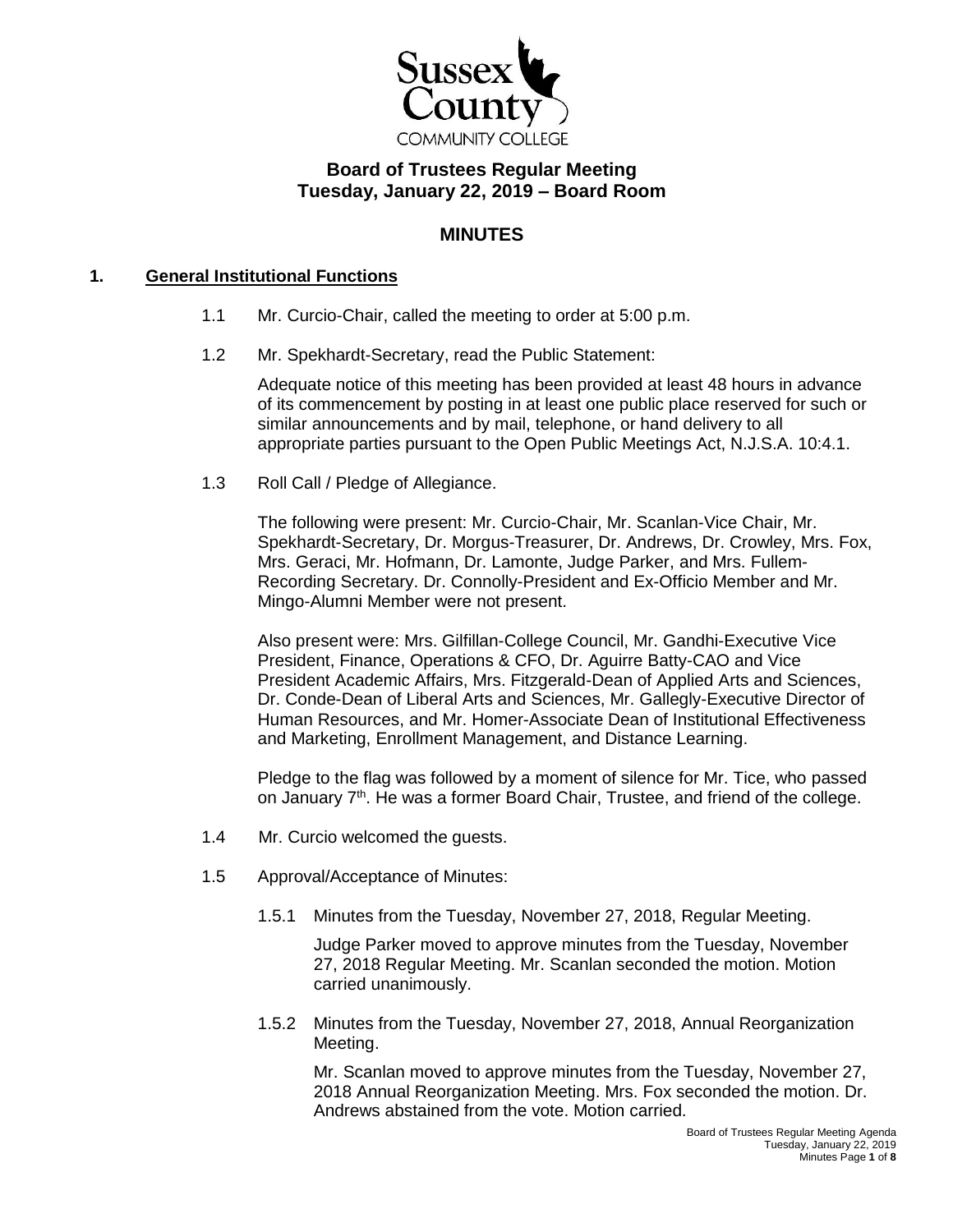Sussex County COMMUNITY COLLEGE

## Board of Trustees Regular Meeting
## Tuesday, January 22, 2019 – Board Room

# MINUTES

### 1. General Institutional Functions

1.1 Mr. Curcio-Chair, called the meeting to order at 5:00 p.m.

1.2 Mr. Spekhardt-Secretary, read the Public Statement:

Adequate notice of this meeting has been provided at least 48 hours in advance of its commencement by posting in at least one public place reserved for such or similar announcements and by mail, telephone, or hand delivery to all appropriate parties pursuant to the Open Public Meetings Act, N.J.S.A. 10:4.1.

1.3 Roll Call / Pledge of Allegiance.

The following were present: Mr. Curcio-Chair, Mr. Scanlan-Vice Chair, Mr. Spekhardt-Secretary, Dr. Morgus-Treasurer, Dr. Andrews, Dr. Crowley, Mrs. Fox, Mrs. Geraci, Mr. Hofmann, Dr. Lamonte, Judge Parker, and Mrs. Fullem-Recording Secretary. Dr. Connolly-President and Ex-Officio Member and Mr. Mingo-Alumni Member were not present.

Also present were: Mrs. Gilfillan-College Council, Mr. Gandhi-Executive Vice President, Finance, Operations & CFO, Dr. Aguirre Batty-CAO and Vice President Academic Affairs, Mrs. Fitzgerald-Dean of Applied Arts and Sciences, Dr. Conde-Dean of Liberal Arts and Sciences, Mr. Gallegly-Executive Director of Human Resources, and Mr. Homer-Associate Dean of Institutional Effectiveness and Marketing, Enrollment Management, and Distance Learning.

Pledge to the flag was followed by a moment of silence for Mr. Tice, who passed on January 7th. He was a former Board Chair, Trustee, and friend of the college.

1.4 Mr. Curcio welcomed the guests.

1.5 Approval/Acceptance of Minutes:

1.5.1 Minutes from the Tuesday, November 27, 2018, Regular Meeting.

Judge Parker moved to approve minutes from the Tuesday, November 27, 2018 Regular Meeting. Mr. Scanlan seconded the motion. Motion carried unanimously.

1.5.2 Minutes from the Tuesday, November 27, 2018, Annual Reorganization Meeting.

Mr. Scanlan moved to approve minutes from the Tuesday, November 27, 2018 Annual Reorganization Meeting. Mrs. Fox seconded the motion. Dr. Andrews abstained from the vote. Motion carried.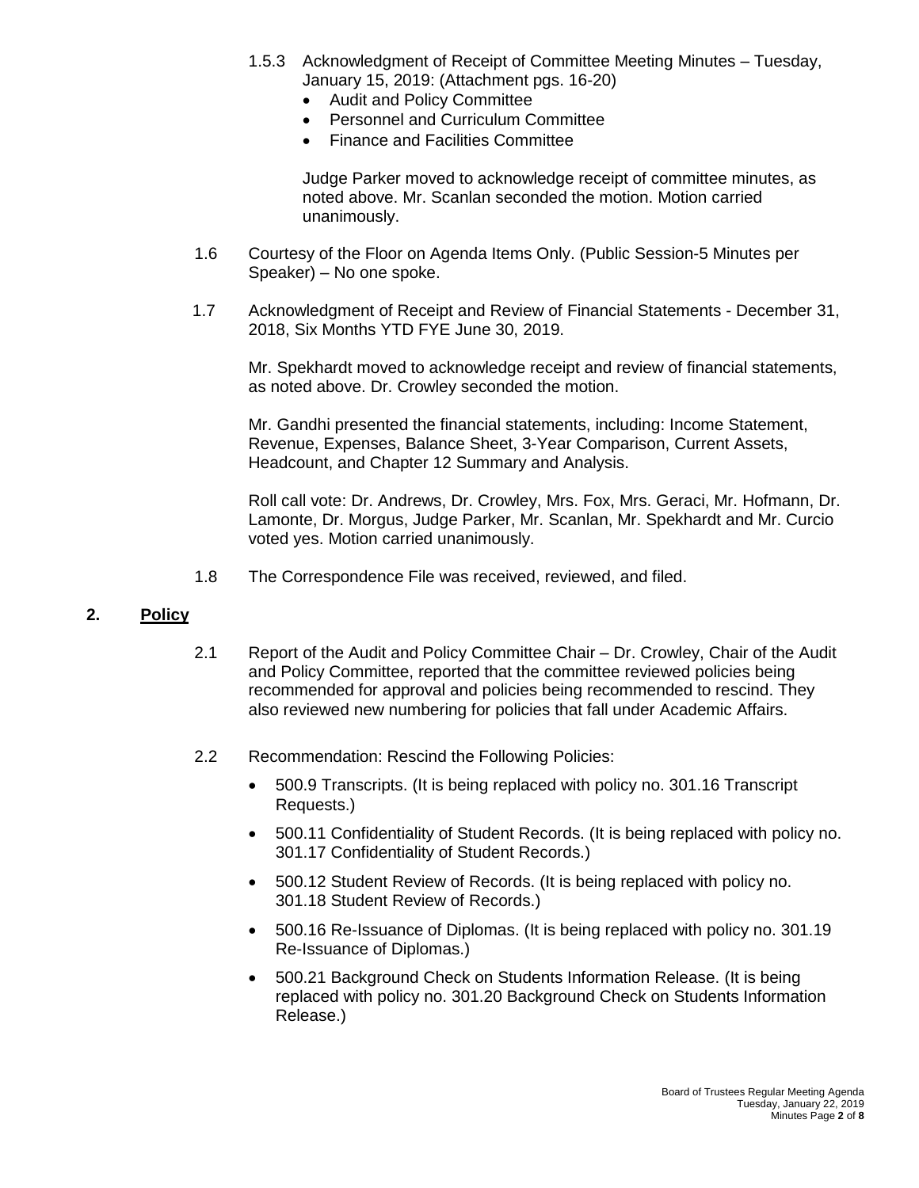1.5.3 Acknowledgment of Receipt of Committee Meeting Minutes – Tuesday, January 15, 2019: (Attachment pgs. 16-20)

- Audit and Policy Committee
- Personnel and Curriculum Committee
- Finance and Facilities Committee

Judge Parker moved to acknowledge receipt of committee minutes, as noted above. Mr. Scanlan seconded the motion. Motion carried unanimously.

1.6 Courtesy of the Floor on Agenda Items Only. (Public Session-5 Minutes per Speaker) – No one spoke.

1.7 Acknowledgment of Receipt and Review of Financial Statements - December 31, 2018, Six Months YTD FYE June 30, 2019.

Mr. Spekhardt moved to acknowledge receipt and review of financial statements, as noted above. Dr. Crowley seconded the motion.

Mr. Gandhi presented the financial statements, including: Income Statement, Revenue, Expenses, Balance Sheet, 3-Year Comparison, Current Assets, Headcount, and Chapter 12 Summary and Analysis.

Roll call vote: Dr. Andrews, Dr. Crowley, Mrs. Fox, Mrs. Geraci, Mr. Hofmann, Dr. Lamonte, Dr. Morgus, Judge Parker, Mr. Scanlan, Mr. Spekhardt and Mr. Curcio voted yes. Motion carried unanimously.

1.8 The Correspondence File was received, reviewed, and filed.

## 2. Policy

2.1 Report of the Audit and Policy Committee Chair – Dr. Crowley, Chair of the Audit and Policy Committee, reported that the committee reviewed policies being recommended for approval and policies being recommended to rescind. They also reviewed new numbering for policies that fall under Academic Affairs.

2.2 Recommendation: Rescind the Following Policies:

- 500.9 Transcripts. (It is being replaced with policy no. 301.16 Transcript Requests.)
- 500.11 Confidentiality of Student Records. (It is being replaced with policy no. 301.17 Confidentiality of Student Records.)
- 500.12 Student Review of Records. (It is being replaced with policy no. 301.18 Student Review of Records.)
- 500.16 Re-Issuance of Diplomas. (It is being replaced with policy no. 301.19 Re-Issuance of Diplomas.)
- 500.21 Background Check on Students Information Release. (It is being replaced with policy no. 301.20 Background Check on Students Information Release.)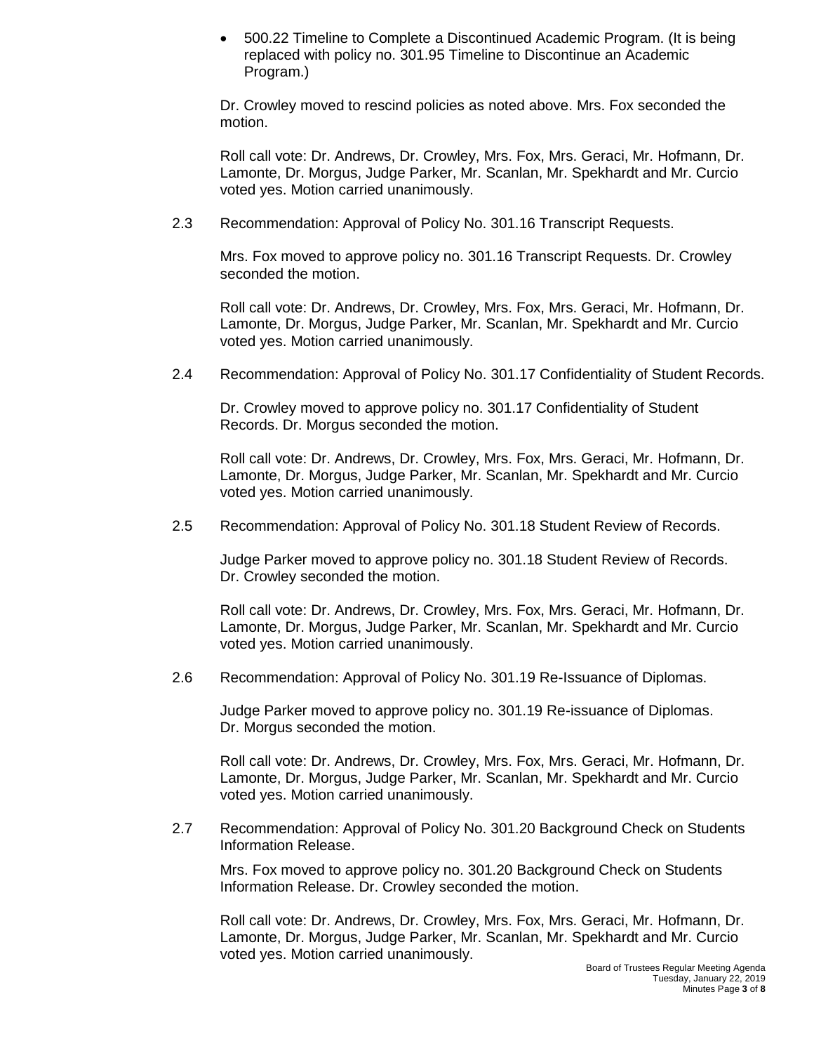- 500.22 Timeline to Complete a Discontinued Academic Program. (It is being replaced with policy no. 301.95 Timeline to Discontinue an Academic Program.)

Dr. Crowley moved to rescind policies as noted above. Mrs. Fox seconded the motion.

Roll call vote: Dr. Andrews, Dr. Crowley, Mrs. Fox, Mrs. Geraci, Mr. Hofmann, Dr. Lamonte, Dr. Morgus, Judge Parker, Mr. Scanlan, Mr. Spekhardt and Mr. Curcio voted yes. Motion carried unanimously.

2.3 Recommendation: Approval of Policy No. 301.16 Transcript Requests.

Mrs. Fox moved to approve policy no. 301.16 Transcript Requests. Dr. Crowley seconded the motion.

Roll call vote: Dr. Andrews, Dr. Crowley, Mrs. Fox, Mrs. Geraci, Mr. Hofmann, Dr. Lamonte, Dr. Morgus, Judge Parker, Mr. Scanlan, Mr. Spekhardt and Mr. Curcio voted yes. Motion carried unanimously.

2.4 Recommendation: Approval of Policy No. 301.17 Confidentiality of Student Records.

Dr. Crowley moved to approve policy no. 301.17 Confidentiality of Student Records. Dr. Morgus seconded the motion.

Roll call vote: Dr. Andrews, Dr. Crowley, Mrs. Fox, Mrs. Geraci, Mr. Hofmann, Dr. Lamonte, Dr. Morgus, Judge Parker, Mr. Scanlan, Mr. Spekhardt and Mr. Curcio voted yes. Motion carried unanimously.

2.5 Recommendation: Approval of Policy No. 301.18 Student Review of Records.

Judge Parker moved to approve policy no. 301.18 Student Review of Records. Dr. Crowley seconded the motion.

Roll call vote: Dr. Andrews, Dr. Crowley, Mrs. Fox, Mrs. Geraci, Mr. Hofmann, Dr. Lamonte, Dr. Morgus, Judge Parker, Mr. Scanlan, Mr. Spekhardt and Mr. Curcio voted yes. Motion carried unanimously.

2.6 Recommendation: Approval of Policy No. 301.19 Re-Issuance of Diplomas.

Judge Parker moved to approve policy no. 301.19 Re-issuance of Diplomas. Dr. Morgus seconded the motion.

Roll call vote: Dr. Andrews, Dr. Crowley, Mrs. Fox, Mrs. Geraci, Mr. Hofmann, Dr. Lamonte, Dr. Morgus, Judge Parker, Mr. Scanlan, Mr. Spekhardt and Mr. Curcio voted yes. Motion carried unanimously.

2.7 Recommendation: Approval of Policy No. 301.20 Background Check on Students Information Release.

Mrs. Fox moved to approve policy no. 301.20 Background Check on Students Information Release. Dr. Crowley seconded the motion.

Roll call vote: Dr. Andrews, Dr. Crowley, Mrs. Fox, Mrs. Geraci, Mr. Hofmann, Dr. Lamonte, Dr. Morgus, Judge Parker, Mr. Scanlan, Mr. Spekhardt and Mr. Curcio voted yes. Motion carried unanimously.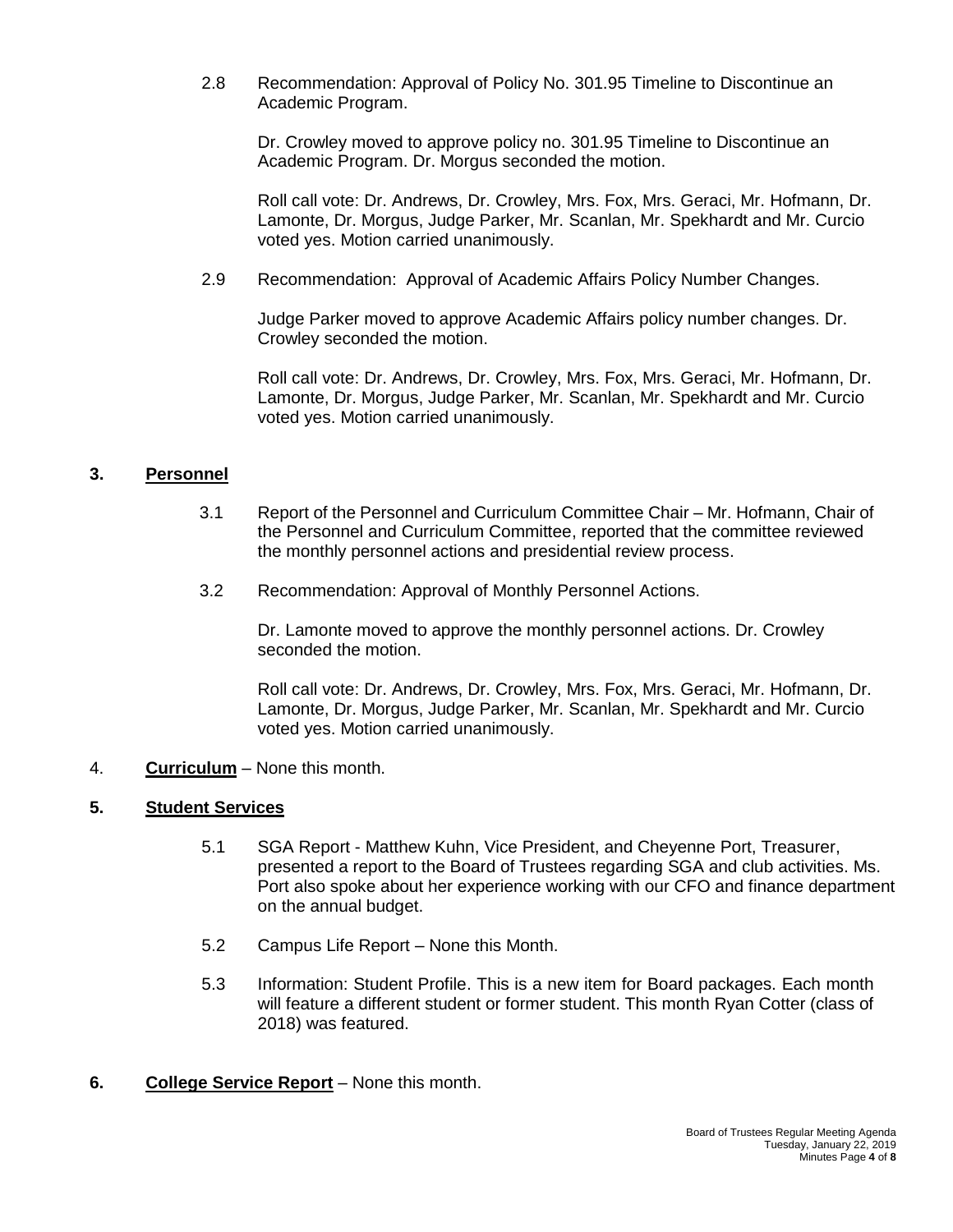2.8 Recommendation: Approval of Policy No. 301.95 Timeline to Discontinue an Academic Program.

Dr. Crowley moved to approve policy no. 301.95 Timeline to Discontinue an Academic Program. Dr. Morgus seconded the motion.

Roll call vote: Dr. Andrews, Dr. Crowley, Mrs. Fox, Mrs. Geraci, Mr. Hofmann, Dr. Lamonte, Dr. Morgus, Judge Parker, Mr. Scanlan, Mr. Spekhardt and Mr. Curcio voted yes. Motion carried unanimously.

2.9 Recommendation: Approval of Academic Affairs Policy Number Changes.

Judge Parker moved to approve Academic Affairs policy number changes. Dr. Crowley seconded the motion.

Roll call vote: Dr. Andrews, Dr. Crowley, Mrs. Fox, Mrs. Geraci, Mr. Hofmann, Dr. Lamonte, Dr. Morgus, Judge Parker, Mr. Scanlan, Mr. Spekhardt and Mr. Curcio voted yes. Motion carried unanimously.

## 3. Personnel

3.1 Report of the Personnel and Curriculum Committee Chair – Mr. Hofmann, Chair of the Personnel and Curriculum Committee, reported that the committee reviewed the monthly personnel actions and presidential review process.

3.2 Recommendation: Approval of Monthly Personnel Actions.

Dr. Lamonte moved to approve the monthly personnel actions. Dr. Crowley seconded the motion.

Roll call vote: Dr. Andrews, Dr. Crowley, Mrs. Fox, Mrs. Geraci, Mr. Hofmann, Dr. Lamonte, Dr. Morgus, Judge Parker, Mr. Scanlan, Mr. Spekhardt and Mr. Curcio voted yes. Motion carried unanimously.

4. **Curriculum** – None this month.

## 5. Student Services

5.1 SGA Report - Matthew Kuhn, Vice President, and Cheyenne Port, Treasurer, presented a report to the Board of Trustees regarding SGA and club activities. Ms. Port also spoke about her experience working with our CFO and finance department on the annual budget.

5.2 Campus Life Report – None this Month.

5.3 Information: Student Profile. This is a new item for Board packages. Each month will feature a different student or former student. This month Ryan Cotter (class of 2018) was featured.

**6. College Service Report** – None this month.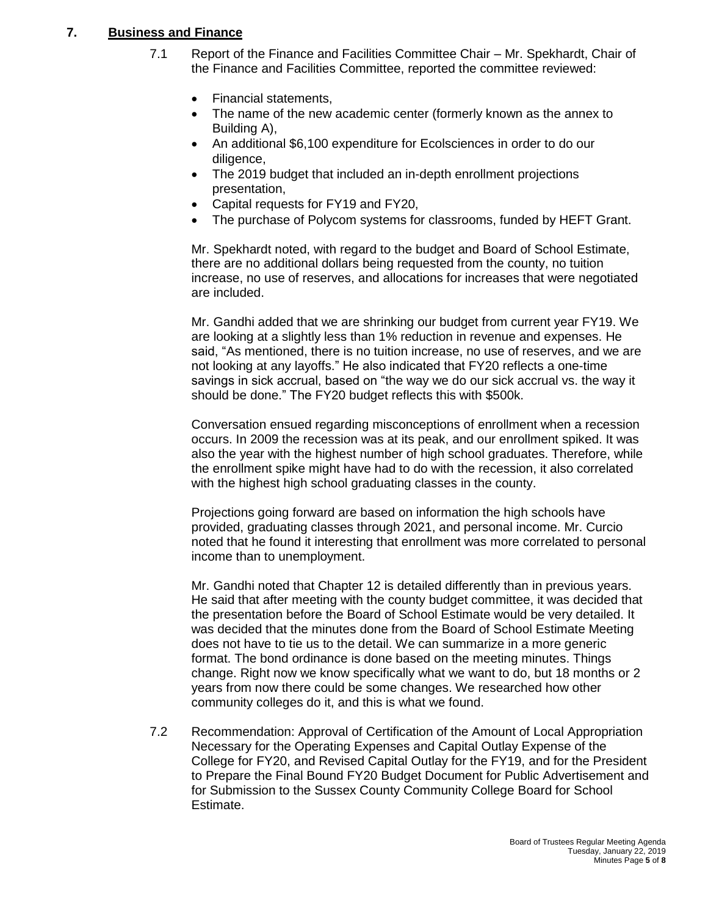## 7. Business and Finance

7.1 Report of the Finance and Facilities Committee Chair – Mr. Spekhardt, Chair of the Finance and Facilities Committee, reported the committee reviewed:

- Financial statements,
- The name of the new academic center (formerly known as the annex to Building A),
- An additional $6,100 expenditure for Ecolsciences in order to do our diligence,
- The 2019 budget that included an in-depth enrollment projections presentation,
- Capital requests for FY19 and FY20,
- The purchase of Polycom systems for classrooms, funded by HEFT Grant.

Mr. Spekhardt noted, with regard to the budget and Board of School Estimate, there are no additional dollars being requested from the county, no tuition increase, no use of reserves, and allocations for increases that were negotiated are included.

Mr. Gandhi added that we are shrinking our budget from current year FY19. We are looking at a slightly less than 1% reduction in revenue and expenses. He said, "As mentioned, there is no tuition increase, no use of reserves, and we are not looking at any layoffs." He also indicated that FY20 reflects a one-time savings in sick accrual, based on "the way we do our sick accrual vs. the way it should be done." The FY20 budget reflects this with $500k.

Conversation ensued regarding misconceptions of enrollment when a recession occurs. In 2009 the recession was at its peak, and our enrollment spiked. It was also the year with the highest number of high school graduates. Therefore, while the enrollment spike might have had to do with the recession, it also correlated with the highest high school graduating classes in the county.

Projections going forward are based on information the high schools have provided, graduating classes through 2021, and personal income. Mr. Curcio noted that he found it interesting that enrollment was more correlated to personal income than to unemployment.

Mr. Gandhi noted that Chapter 12 is detailed differently than in previous years. He said that after meeting with the county budget committee, it was decided that the presentation before the Board of School Estimate would be very detailed. It was decided that the minutes done from the Board of School Estimate Meeting does not have to tie us to the detail. We can summarize in a more generic format. The bond ordinance is done based on the meeting minutes. Things change. Right now we know specifically what we want to do, but 18 months or 2 years from now there could be some changes. We researched how other community colleges do it, and this is what we found.

7.2 Recommendation: Approval of Certification of the Amount of Local Appropriation Necessary for the Operating Expenses and Capital Outlay Expense of the College for FY20, and Revised Capital Outlay for the FY19, and for the President to Prepare the Final Bound FY20 Budget Document for Public Advertisement and for Submission to the Sussex County Community College Board for School Estimate.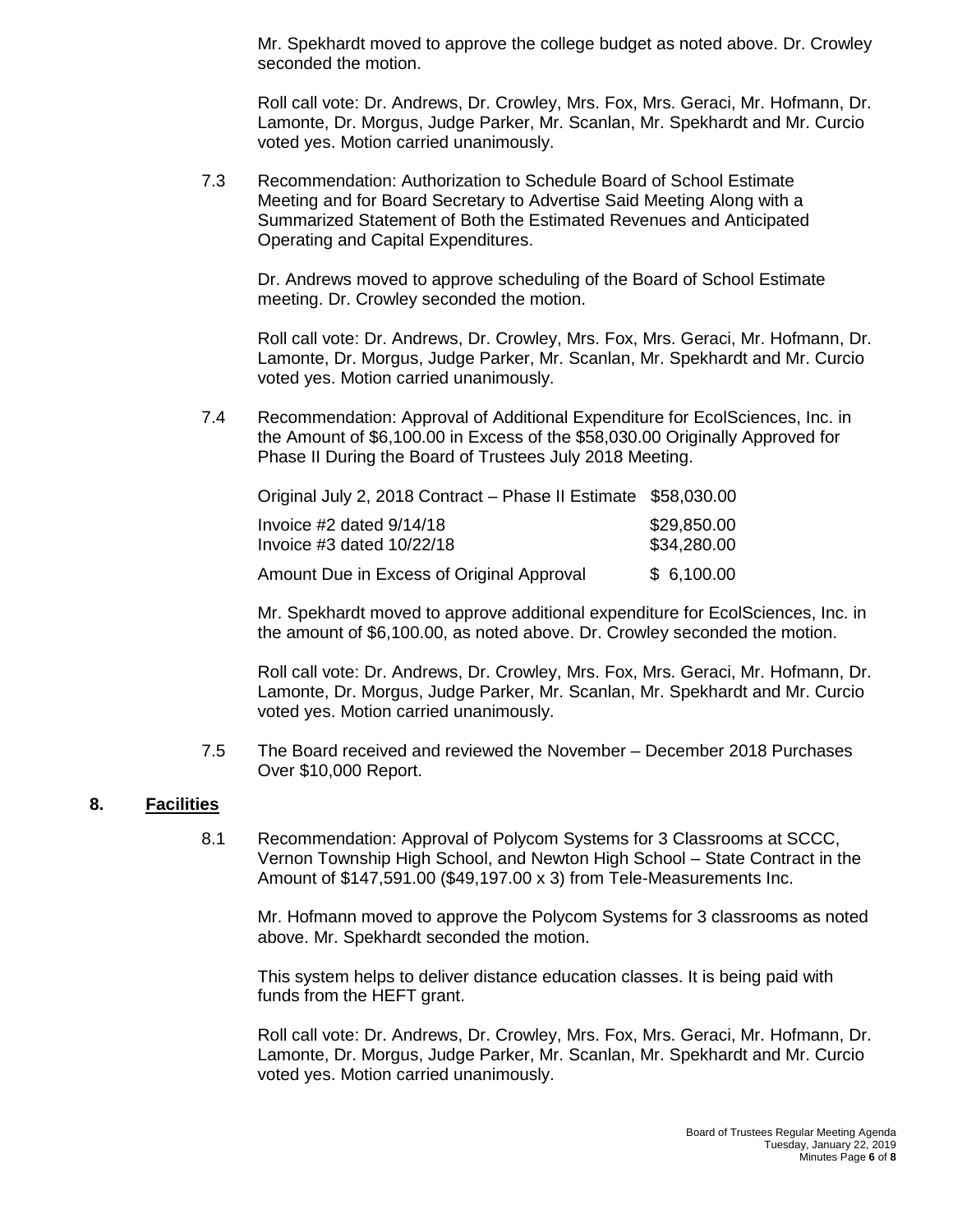Mr. Spekhardt moved to approve the college budget as noted above. Dr. Crowley seconded the motion.

Roll call vote: Dr. Andrews, Dr. Crowley, Mrs. Fox, Mrs. Geraci, Mr. Hofmann, Dr. Lamonte, Dr. Morgus, Judge Parker, Mr. Scanlan, Mr. Spekhardt and Mr. Curcio voted yes. Motion carried unanimously.

7.3 Recommendation: Authorization to Schedule Board of School Estimate Meeting and for Board Secretary to Advertise Said Meeting Along with a Summarized Statement of Both the Estimated Revenues and Anticipated Operating and Capital Expenditures.

Dr. Andrews moved to approve scheduling of the Board of School Estimate meeting. Dr. Crowley seconded the motion.

Roll call vote: Dr. Andrews, Dr. Crowley, Mrs. Fox, Mrs. Geraci, Mr. Hofmann, Dr. Lamonte, Dr. Morgus, Judge Parker, Mr. Scanlan, Mr. Spekhardt and Mr. Curcio voted yes. Motion carried unanimously.

7.4 Recommendation: Approval of Additional Expenditure for EcolSciences, Inc. in the Amount of $6,100.00 in Excess of the $58,030.00 Originally Approved for Phase II During the Board of Trustees July 2018 Meeting.

| | |
|---|---|
| Original July 2, 2018 Contract – Phase II Estimate | $58,030.00 |
| Invoice #2 dated 9/14/18 | $29,850.00 |
| Invoice #3 dated 10/22/18 | $34,280.00 |
| Amount Due in Excess of Original Approval | $ 6,100.00 |

Mr. Spekhardt moved to approve additional expenditure for EcolSciences, Inc. in the amount of $6,100.00, as noted above. Dr. Crowley seconded the motion.

Roll call vote: Dr. Andrews, Dr. Crowley, Mrs. Fox, Mrs. Geraci, Mr. Hofmann, Dr. Lamonte, Dr. Morgus, Judge Parker, Mr. Scanlan, Mr. Spekhardt and Mr. Curcio voted yes. Motion carried unanimously.

7.5 The Board received and reviewed the November – December 2018 Purchases Over $10,000 Report.

## 8. Facilities

8.1 Recommendation: Approval of Polycom Systems for 3 Classrooms at SCCC, Vernon Township High School, and Newton High School – State Contract in the Amount of $147,591.00 ($49,197.00 x 3) from Tele-Measurements Inc.

Mr. Hofmann moved to approve the Polycom Systems for 3 classrooms as noted above. Mr. Spekhardt seconded the motion.

This system helps to deliver distance education classes. It is being paid with funds from the HEFT grant.

Roll call vote: Dr. Andrews, Dr. Crowley, Mrs. Fox, Mrs. Geraci, Mr. Hofmann, Dr. Lamonte, Dr. Morgus, Judge Parker, Mr. Scanlan, Mr. Spekhardt and Mr. Curcio voted yes. Motion carried unanimously.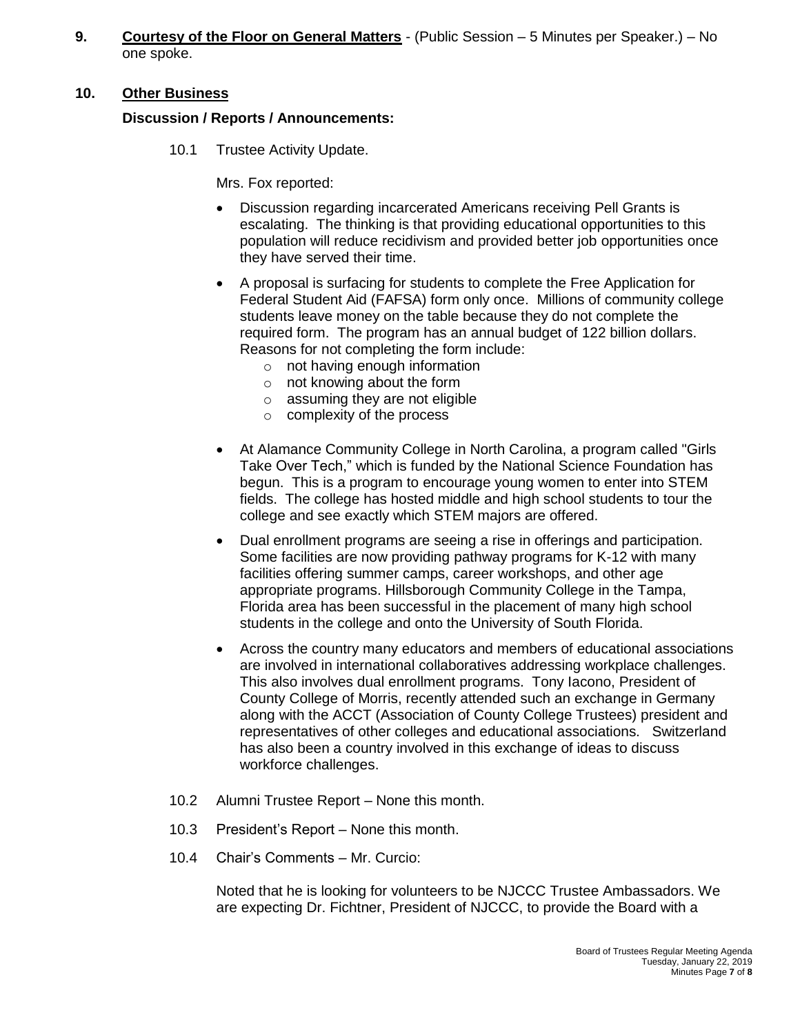**9.** **Courtesy of the Floor on General Matters** - (Public Session – 5 Minutes per Speaker.) – No one spoke.

## 10. Other Business

### Discussion / Reports / Announcements:

10.1 Trustee Activity Update.

Mrs. Fox reported:

- Discussion regarding incarcerated Americans receiving Pell Grants is escalating. The thinking is that providing educational opportunities to this population will reduce recidivism and provided better job opportunities once they have served their time.
- A proposal is surfacing for students to complete the Free Application for Federal Student Aid (FAFSA) form only once. Millions of community college students leave money on the table because they do not complete the required form. The program has an annual budget of 122 billion dollars. Reasons for not completing the form include:
  - not having enough information
  - not knowing about the form
  - assuming they are not eligible
  - complexity of the process
- At Alamance Community College in North Carolina, a program called "Girls Take Over Tech," which is funded by the National Science Foundation has begun. This is a program to encourage young women to enter into STEM fields. The college has hosted middle and high school students to tour the college and see exactly which STEM majors are offered.
- Dual enrollment programs are seeing a rise in offerings and participation. Some facilities are now providing pathway programs for K-12 with many facilities offering summer camps, career workshops, and other age appropriate programs. Hillsborough Community College in the Tampa, Florida area has been successful in the placement of many high school students in the college and onto the University of South Florida.
- Across the country many educators and members of educational associations are involved in international collaboratives addressing workplace challenges. This also involves dual enrollment programs. Tony Iacono, President of County College of Morris, recently attended such an exchange in Germany along with the ACCT (Association of County College Trustees) president and representatives of other colleges and educational associations. Switzerland has also been a country involved in this exchange of ideas to discuss workforce challenges.

10.2 Alumni Trustee Report – None this month.

10.3 President's Report – None this month.

10.4 Chair's Comments – Mr. Curcio:

Noted that he is looking for volunteers to be NJCCC Trustee Ambassadors. We are expecting Dr. Fichtner, President of NJCCC, to provide the Board with a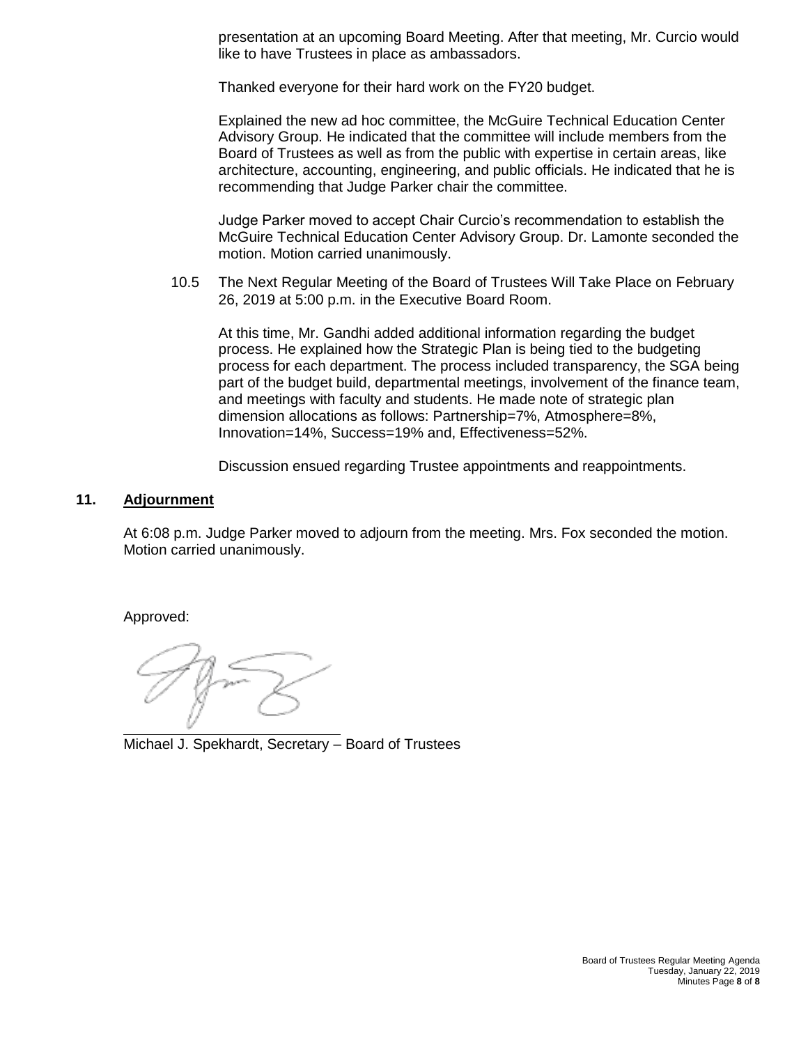presentation at an upcoming Board Meeting. After that meeting, Mr. Curcio would like to have Trustees in place as ambassadors.

Thanked everyone for their hard work on the FY20 budget.

Explained the new ad hoc committee, the McGuire Technical Education Center Advisory Group. He indicated that the committee will include members from the Board of Trustees as well as from the public with expertise in certain areas, like architecture, accounting, engineering, and public officials. He indicated that he is recommending that Judge Parker chair the committee.

Judge Parker moved to accept Chair Curcio's recommendation to establish the McGuire Technical Education Center Advisory Group. Dr. Lamonte seconded the motion. Motion carried unanimously.

10.5 The Next Regular Meeting of the Board of Trustees Will Take Place on February 26, 2019 at 5:00 p.m. in the Executive Board Room.

At this time, Mr. Gandhi added additional information regarding the budget process. He explained how the Strategic Plan is being tied to the budgeting process for each department. The process included transparency, the SGA being part of the budget build, departmental meetings, involvement of the finance team, and meetings with faculty and students. He made note of strategic plan dimension allocations as follows: Partnership=7%, Atmosphere=8%, Innovation=14%, Success=19% and, Effectiveness=52%.

Discussion ensued regarding Trustee appointments and reappointments.

## 11. Adjournment

At 6:08 p.m. Judge Parker moved to adjourn from the meeting. Mrs. Fox seconded the motion. Motion carried unanimously.

Approved:

Michael J. Spekhardt, Secretary – Board of Trustees